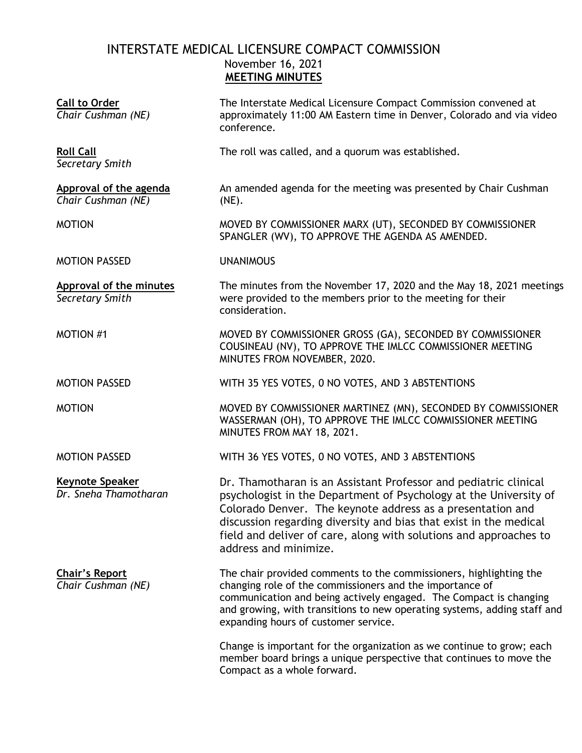# INTERSTATE MEDICAL LICENSURE COMPACT COMMISSION

November 16, 2021

**MEETING MINUTES**

**Call to Order**
*Chair Cushman (NE)*

The Interstate Medical Licensure Compact Commission convened at approximately 11:00 AM Eastern time in Denver, Colorado and via video conference.

**Roll Call**
*Secretary Smith*

The roll was called, and a quorum was established.

**Approval of the agenda**
*Chair Cushman (NE)*

An amended agenda for the meeting was presented by Chair Cushman (NE).

MOTION

MOVED BY COMMISSIONER MARX (UT), SECONDED BY COMMISSIONER SPANGLER (WV), TO APPROVE THE AGENDA AS AMENDED.

MOTION PASSED

UNANIMOUS

**Approval of the minutes**
*Secretary Smith*

The minutes from the November 17, 2020 and the May 18, 2021 meetings were provided to the members prior to the meeting for their consideration.

MOTION #1

MOVED BY COMMISSIONER GROSS (GA), SECONDED BY COMMISSIONER COUSINEAU (NV), TO APPROVE THE IMLCC COMMISSIONER MEETING MINUTES FROM NOVEMBER, 2020.

MOTION PASSED

WITH 35 YES VOTES, 0 NO VOTES, AND 3 ABSTENTIONS

MOTION

MOVED BY COMMISSIONER MARTINEZ (MN), SECONDED BY COMMISSIONER WASSERMAN (OH), TO APPROVE THE IMLCC COMMISSIONER MEETING MINUTES FROM MAY 18, 2021.

MOTION PASSED

WITH 36 YES VOTES, 0 NO VOTES, AND 3 ABSTENTIONS

**Keynote Speaker**
*Dr. Sneha Thamotharan*

Dr. Thamotharan is an Assistant Professor and pediatric clinical psychologist in the Department of Psychology at the University of Colorado Denver. The keynote address as a presentation and discussion regarding diversity and bias that exist in the medical field and deliver of care, along with solutions and approaches to address and minimize.

**Chair's Report**
*Chair Cushman (NE)*

The chair provided comments to the commissioners, highlighting the changing role of the commissioners and the importance of communication and being actively engaged. The Compact is changing and growing, with transitions to new operating systems, adding staff and expanding hours of customer service.

Change is important for the organization as we continue to grow; each member board brings a unique perspective that continues to move the Compact as a whole forward.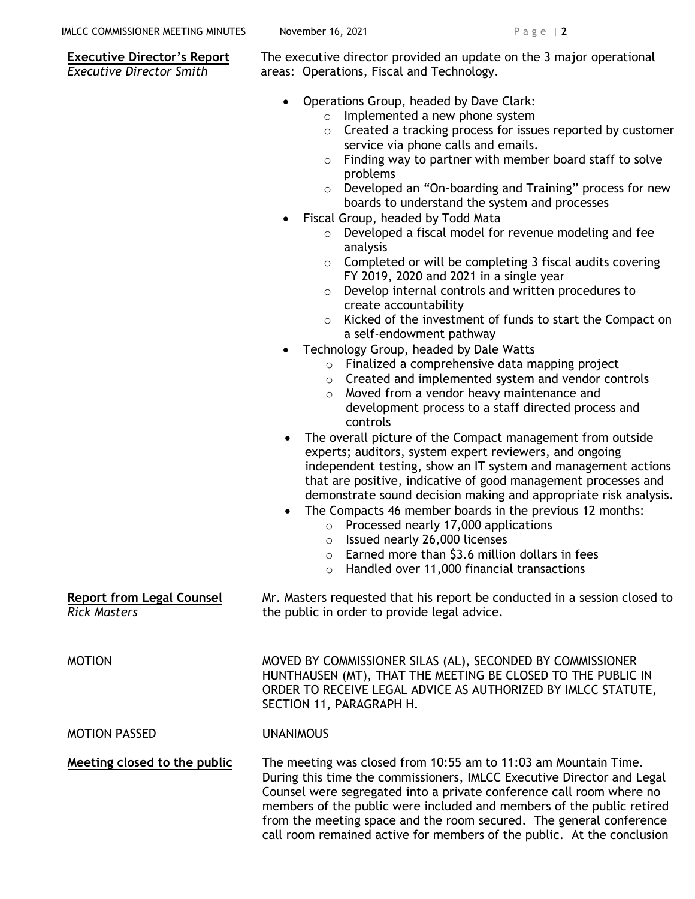**Executive Director's Report**
*Executive Director Smith*

The executive director provided an update on the 3 major operational areas: Operations, Fiscal and Technology.

- Operations Group, headed by Dave Clark:
  - Implemented a new phone system
  - Created a tracking process for issues reported by customer service via phone calls and emails.
  - Finding way to partner with member board staff to solve problems
  - Developed an "On-boarding and Training" process for new boards to understand the system and processes
- Fiscal Group, headed by Todd Mata
  - Developed a fiscal model for revenue modeling and fee analysis
  - Completed or will be completing 3 fiscal audits covering FY 2019, 2020 and 2021 in a single year
  - Develop internal controls and written procedures to create accountability
  - Kicked of the investment of funds to start the Compact on a self-endowment pathway
- Technology Group, headed by Dale Watts
  - Finalized a comprehensive data mapping project
  - Created and implemented system and vendor controls
  - Moved from a vendor heavy maintenance and development process to a staff directed process and controls
- The overall picture of the Compact management from outside experts; auditors, system expert reviewers, and ongoing independent testing, show an IT system and management actions that are positive, indicative of good management processes and demonstrate sound decision making and appropriate risk analysis.
- The Compacts 46 member boards in the previous 12 months:
  - Processed nearly 17,000 applications
  - Issued nearly 26,000 licenses
  - Earned more than $3.6 million dollars in fees
  - Handled over 11,000 financial transactions

**Report from Legal Counsel**
*Rick Masters*

Mr. Masters requested that his report be conducted in a session closed to the public in order to provide legal advice.

MOTION

MOVED BY COMMISSIONER SILAS (AL), SECONDED BY COMMISSIONER HUNTHAUSEN (MT), THAT THE MEETING BE CLOSED TO THE PUBLIC IN ORDER TO RECEIVE LEGAL ADVICE AS AUTHORIZED BY IMLCC STATUTE, SECTION 11, PARAGRAPH H.

MOTION PASSED

UNANIMOUS

**Meeting closed to the public**

The meeting was closed from 10:55 am to 11:03 am Mountain Time. During this time the commissioners, IMLCC Executive Director and Legal Counsel were segregated into a private conference call room where no members of the public were included and members of the public retired from the meeting space and the room secured. The general conference call room remained active for members of the public. At the conclusion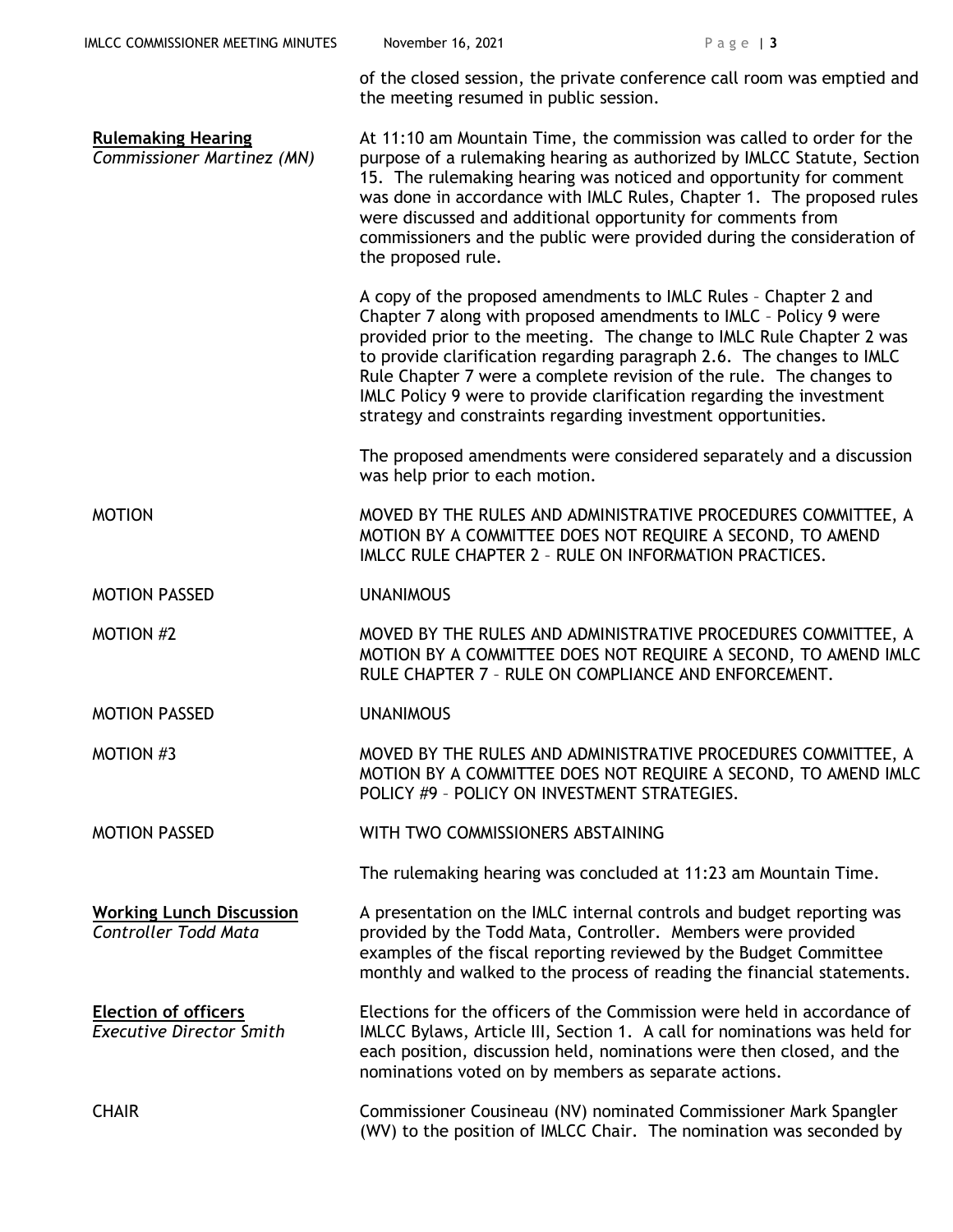of the closed session, the private conference call room was emptied and the meeting resumed in public session.

**Rulemaking Hearing**
*Commissioner Martinez (MN)*

At 11:10 am Mountain Time, the commission was called to order for the purpose of a rulemaking hearing as authorized by IMLCC Statute, Section 15. The rulemaking hearing was noticed and opportunity for comment was done in accordance with IMLC Rules, Chapter 1. The proposed rules were discussed and additional opportunity for comments from commissioners and the public were provided during the consideration of the proposed rule.

A copy of the proposed amendments to IMLC Rules – Chapter 2 and Chapter 7 along with proposed amendments to IMLC – Policy 9 were provided prior to the meeting. The change to IMLC Rule Chapter 2 was to provide clarification regarding paragraph 2.6. The changes to IMLC Rule Chapter 7 were a complete revision of the rule. The changes to IMLC Policy 9 were to provide clarification regarding the investment strategy and constraints regarding investment opportunities.

The proposed amendments were considered separately and a discussion was help prior to each motion.

MOTION — MOVED BY THE RULES AND ADMINISTRATIVE PROCEDURES COMMITTEE, A MOTION BY A COMMITTEE DOES NOT REQUIRE A SECOND, TO AMEND IMLCC RULE CHAPTER 2 – RULE ON INFORMATION PRACTICES.

MOTION PASSED — UNANIMOUS

MOTION #2 — MOVED BY THE RULES AND ADMINISTRATIVE PROCEDURES COMMITTEE, A MOTION BY A COMMITTEE DOES NOT REQUIRE A SECOND, TO AMEND IMLC RULE CHAPTER 7 – RULE ON COMPLIANCE AND ENFORCEMENT.

MOTION PASSED — UNANIMOUS

MOTION #3 — MOVED BY THE RULES AND ADMINISTRATIVE PROCEDURES COMMITTEE, A MOTION BY A COMMITTEE DOES NOT REQUIRE A SECOND, TO AMEND IMLC POLICY #9 – POLICY ON INVESTMENT STRATEGIES.

MOTION PASSED — WITH TWO COMMISSIONERS ABSTAINING

The rulemaking hearing was concluded at 11:23 am Mountain Time.

**Working Lunch Discussion**
*Controller Todd Mata*

A presentation on the IMLC internal controls and budget reporting was provided by the Todd Mata, Controller. Members were provided examples of the fiscal reporting reviewed by the Budget Committee monthly and walked to the process of reading the financial statements.

**Election of officers**
*Executive Director Smith*

Elections for the officers of the Commission were held in accordance of IMLCC Bylaws, Article III, Section 1. A call for nominations was held for each position, discussion held, nominations were then closed, and the nominations voted on by members as separate actions.

CHAIR — Commissioner Cousineau (NV) nominated Commissioner Mark Spangler (WV) to the position of IMLCC Chair. The nomination was seconded by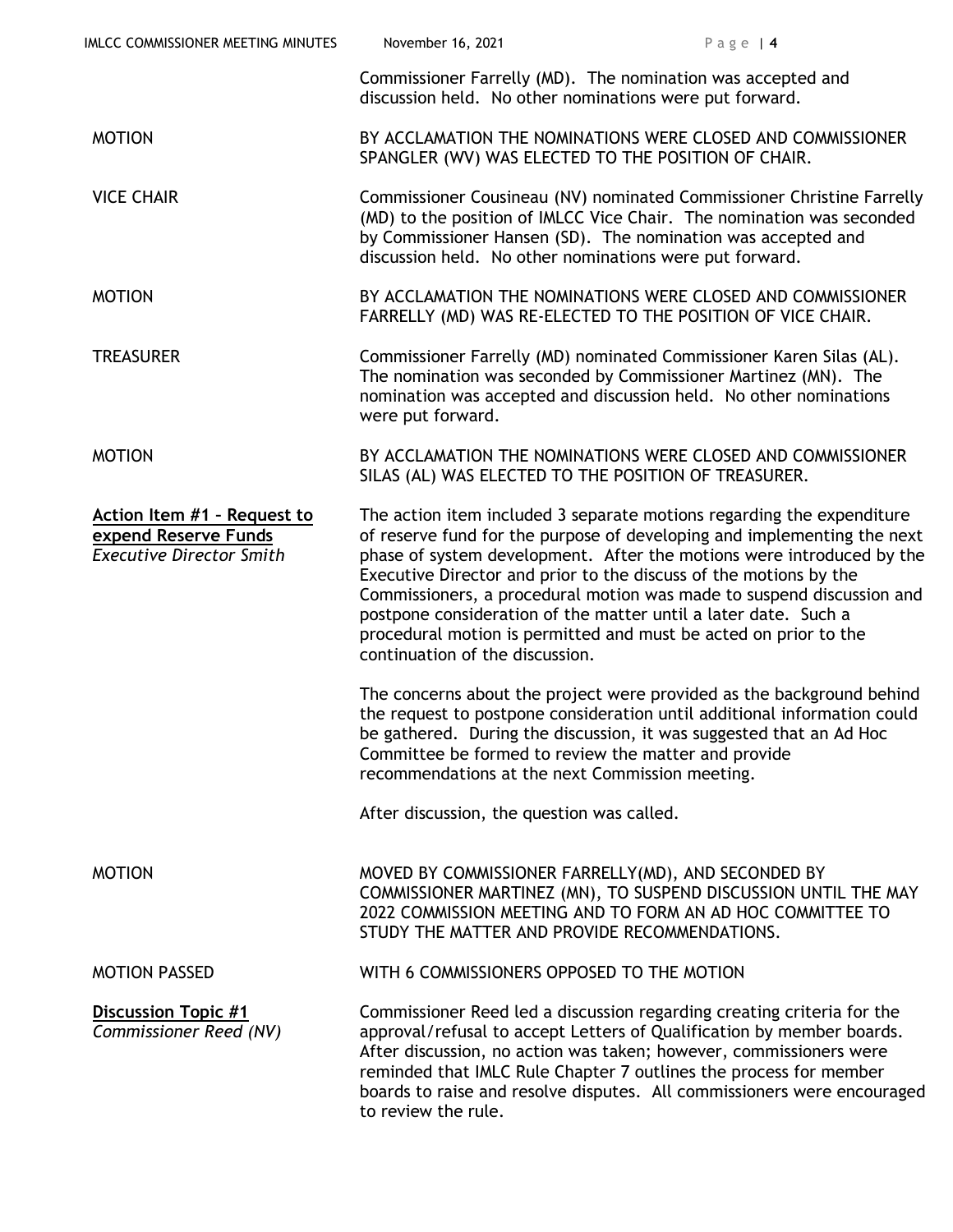Commissioner Farrelly (MD). The nomination was accepted and discussion held. No other nominations were put forward.

| | |
|---|---|
| MOTION | BY ACCLAMATION THE NOMINATIONS WERE CLOSED AND COMMISSIONER SPANGLER (WV) WAS ELECTED TO THE POSITION OF CHAIR. |
| VICE CHAIR | Commissioner Cousineau (NV) nominated Commissioner Christine Farrelly (MD) to the position of IMLCC Vice Chair. The nomination was seconded by Commissioner Hansen (SD). The nomination was accepted and discussion held. No other nominations were put forward. |
| MOTION | BY ACCLAMATION THE NOMINATIONS WERE CLOSED AND COMMISSIONER FARRELLY (MD) WAS RE-ELECTED TO THE POSITION OF VICE CHAIR. |
| TREASURER | Commissioner Farrelly (MD) nominated Commissioner Karen Silas (AL). The nomination was seconded by Commissioner Martinez (MN). The nomination was accepted and discussion held. No other nominations were put forward. |
| MOTION | BY ACCLAMATION THE NOMINATIONS WERE CLOSED AND COMMISSIONER SILAS (AL) WAS ELECTED TO THE POSITION OF TREASURER. |
| **Action Item #1 – Request to expend Reserve Funds** *Executive Director Smith* | The action item included 3 separate motions regarding the expenditure of reserve fund for the purpose of developing and implementing the next phase of system development. After the motions were introduced by the Executive Director and prior to the discuss of the motions by the Commissioners, a procedural motion was made to suspend discussion and postpone consideration of the matter until a later date. Such a procedural motion is permitted and must be acted on prior to the continuation of the discussion. |
| | The concerns about the project were provided as the background behind the request to postpone consideration until additional information could be gathered. During the discussion, it was suggested that an Ad Hoc Committee be formed to review the matter and provide recommendations at the next Commission meeting. |
| | After discussion, the question was called. |
| MOTION | MOVED BY COMMISSIONER FARRELLY(MD), AND SECONDED BY COMMISSIONER MARTINEZ (MN), TO SUSPEND DISCUSSION UNTIL THE MAY 2022 COMMISSION MEETING AND TO FORM AN AD HOC COMMITTEE TO STUDY THE MATTER AND PROVIDE RECOMMENDATIONS. |
| MOTION PASSED | WITH 6 COMMISSIONERS OPPOSED TO THE MOTION |
| **Discussion Topic #1** *Commissioner Reed (NV)* | Commissioner Reed led a discussion regarding creating criteria for the approval/refusal to accept Letters of Qualification by member boards. After discussion, no action was taken; however, commissioners were reminded that IMLC Rule Chapter 7 outlines the process for member boards to raise and resolve disputes. All commissioners were encouraged to review the rule. |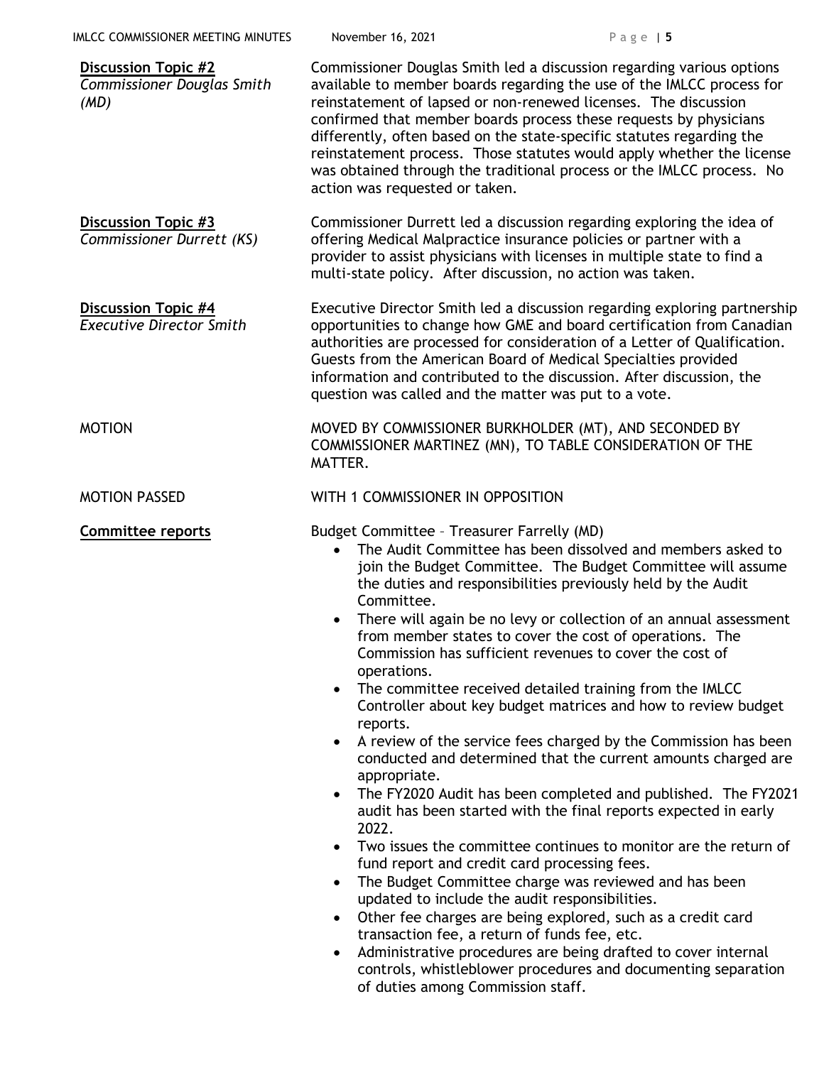**Discussion Topic #2**
*Commissioner Douglas Smith (MD)*

Commissioner Douglas Smith led a discussion regarding various options available to member boards regarding the use of the IMLCC process for reinstatement of lapsed or non-renewed licenses. The discussion confirmed that member boards process these requests by physicians differently, often based on the state-specific statutes regarding the reinstatement process. Those statutes would apply whether the license was obtained through the traditional process or the IMLCC process. No action was requested or taken.

**Discussion Topic #3**
*Commissioner Durrett (KS)*

Commissioner Durrett led a discussion regarding exploring the idea of offering Medical Malpractice insurance policies or partner with a provider to assist physicians with licenses in multiple state to find a multi-state policy. After discussion, no action was taken.

**Discussion Topic #4**
*Executive Director Smith*

Executive Director Smith led a discussion regarding exploring partnership opportunities to change how GME and board certification from Canadian authorities are processed for consideration of a Letter of Qualification. Guests from the American Board of Medical Specialties provided information and contributed to the discussion. After discussion, the question was called and the matter was put to a vote.

MOTION

MOVED BY COMMISSIONER BURKHOLDER (MT), AND SECONDED BY COMMISSIONER MARTINEZ (MN), TO TABLE CONSIDERATION OF THE MATTER.

MOTION PASSED

WITH 1 COMMISSIONER IN OPPOSITION

**Committee reports**

Budget Committee – Treasurer Farrelly (MD)

- The Audit Committee has been dissolved and members asked to join the Budget Committee. The Budget Committee will assume the duties and responsibilities previously held by the Audit Committee.
- There will again be no levy or collection of an annual assessment from member states to cover the cost of operations. The Commission has sufficient revenues to cover the cost of operations.
- The committee received detailed training from the IMLCC Controller about key budget matrices and how to review budget reports.
- A review of the service fees charged by the Commission has been conducted and determined that the current amounts charged are appropriate.
- The FY2020 Audit has been completed and published. The FY2021 audit has been started with the final reports expected in early 2022.
- Two issues the committee continues to monitor are the return of fund report and credit card processing fees.
- The Budget Committee charge was reviewed and has been updated to include the audit responsibilities.
- Other fee charges are being explored, such as a credit card transaction fee, a return of funds fee, etc.
- Administrative procedures are being drafted to cover internal controls, whistleblower procedures and documenting separation of duties among Commission staff.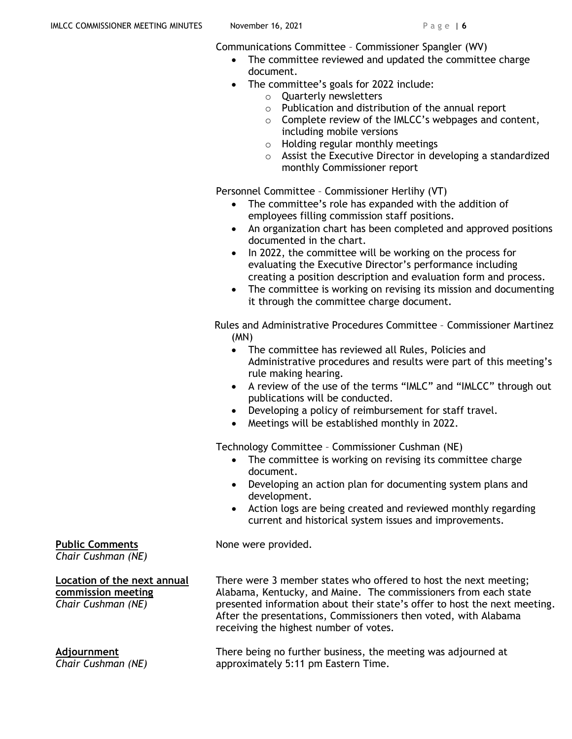Communications Committee – Commissioner Spangler (WV)

- The committee reviewed and updated the committee charge document.
- The committee's goals for 2022 include:
    - Quarterly newsletters
    - Publication and distribution of the annual report
    - Complete review of the IMLCC's webpages and content, including mobile versions
    - Holding regular monthly meetings
    - Assist the Executive Director in developing a standardized monthly Commissioner report

Personnel Committee – Commissioner Herlihy (VT)

- The committee's role has expanded with the addition of employees filling commission staff positions.
- An organization chart has been completed and approved positions documented in the chart.
- In 2022, the committee will be working on the process for evaluating the Executive Director's performance including creating a position description and evaluation form and process.
- The committee is working on revising its mission and documenting it through the committee charge document.

Rules and Administrative Procedures Committee – Commissioner Martinez (MN)

- The committee has reviewed all Rules, Policies and Administrative procedures and results were part of this meeting's rule making hearing.
- A review of the use of the terms "IMLC" and "IMLCC" through out publications will be conducted.
- Developing a policy of reimbursement for staff travel.
- Meetings will be established monthly in 2022.

Technology Committee – Commissioner Cushman (NE)

- The committee is working on revising its committee charge document.
- Developing an action plan for documenting system plans and development.
- Action logs are being created and reviewed monthly regarding current and historical system issues and improvements.

**Public Comments**
*Chair Cushman (NE)*

None were provided.

**Location of the next annual commission meeting**
*Chair Cushman (NE)*

There were 3 member states who offered to host the next meeting; Alabama, Kentucky, and Maine. The commissioners from each state presented information about their state's offer to host the next meeting. After the presentations, Commissioners then voted, with Alabama receiving the highest number of votes.

**Adjournment**
*Chair Cushman (NE)*

There being no further business, the meeting was adjourned at approximately 5:11 pm Eastern Time.